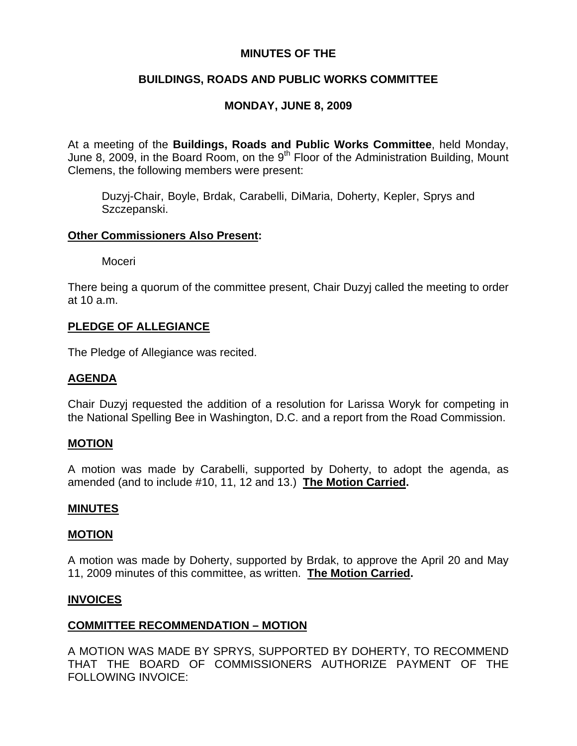# MINUTES OF THE

## BUILDINGS, ROADS AND PUBLIC WORKS COMMITTEE

## MONDAY, JUNE 8, 2009

At a meeting of the **Buildings, Roads and Public Works Committee**, held Monday, June 8, 2009, in the Board Room, on the 9th Floor of the Administration Building, Mount Clemens, the following members were present:

> Duzyj-Chair, Boyle, Brdak, Carabelli, DiMaria, Doherty, Kepler, Sprys and Szczepanski.

**Other Commissioners Also Present:**

> Moceri

There being a quorum of the committee present, Chair Duzyj called the meeting to order at 10 a.m.

**PLEDGE OF ALLEGIANCE**

The Pledge of Allegiance was recited.

**AGENDA**

Chair Duzyj requested the addition of a resolution for Larissa Woryk for competing in the National Spelling Bee in Washington, D.C. and a report from the Road Commission.

**MOTION**

A motion was made by Carabelli, supported by Doherty, to adopt the agenda, as amended (and to include #10, 11, 12 and 13.) **The Motion Carried.**

**MINUTES**

**MOTION**

A motion was made by Doherty, supported by Brdak, to approve the April 20 and May 11, 2009 minutes of this committee, as written. **The Motion Carried.**

**INVOICES**

**COMMITTEE RECOMMENDATION – MOTION**

A MOTION WAS MADE BY SPRYS, SUPPORTED BY DOHERTY, TO RECOMMEND THAT THE BOARD OF COMMISSIONERS AUTHORIZE PAYMENT OF THE FOLLOWING INVOICE: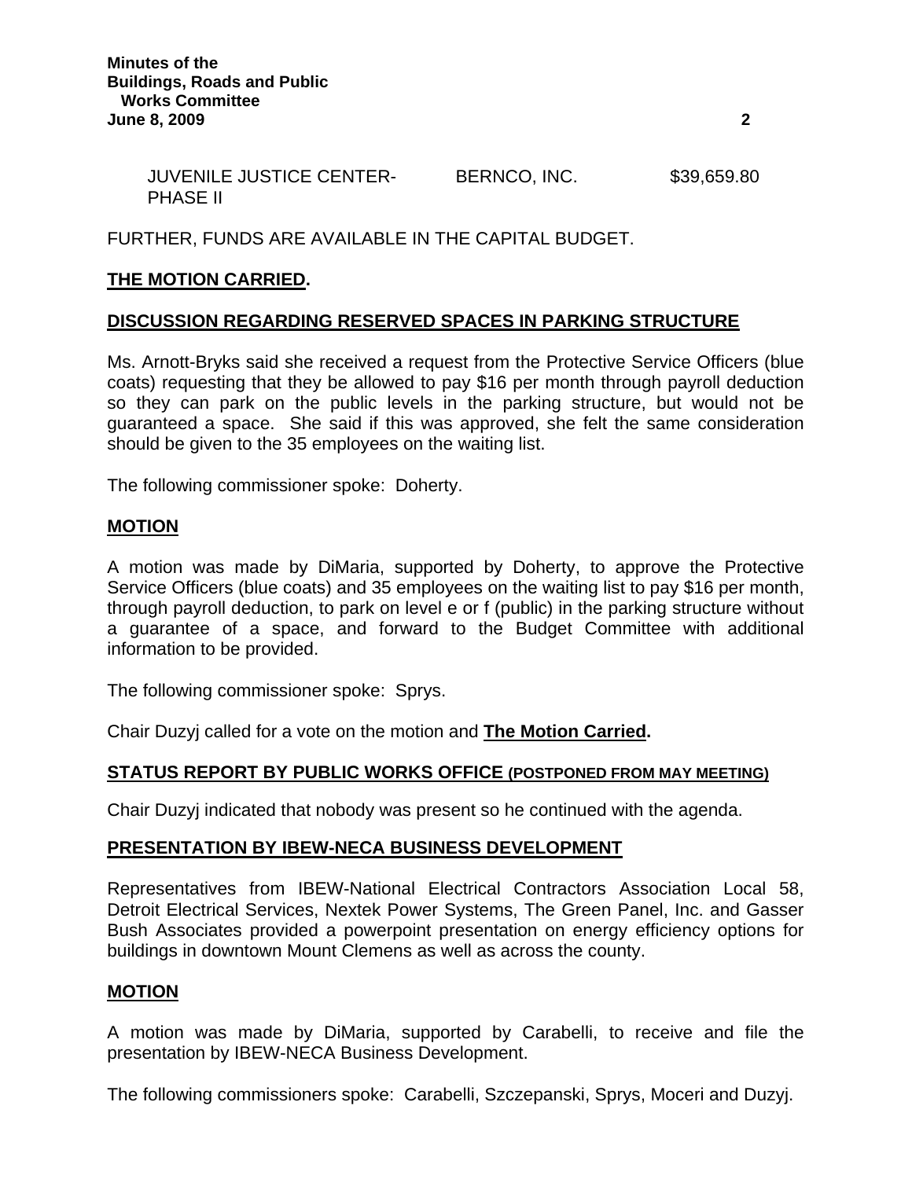| | | |
|---|---|---|
| JUVENILE JUSTICE CENTER-PHASE II | BERNCO, INC. | $39,659.80 |

FURTHER, FUNDS ARE AVAILABLE IN THE CAPITAL BUDGET.

**THE MOTION CARRIED.**

## DISCUSSION REGARDING RESERVED SPACES IN PARKING STRUCTURE

Ms. Arnott-Bryks said she received a request from the Protective Service Officers (blue coats) requesting that they be allowed to pay $16 per month through payroll deduction so they can park on the public levels in the parking structure, but would not be guaranteed a space. She said if this was approved, she felt the same consideration should be given to the 35 employees on the waiting list.

The following commissioner spoke: Doherty.

## MOTION

A motion was made by DiMaria, supported by Doherty, to approve the Protective Service Officers (blue coats) and 35 employees on the waiting list to pay $16 per month, through payroll deduction, to park on level e or f (public) in the parking structure without a guarantee of a space, and forward to the Budget Committee with additional information to be provided.

The following commissioner spoke: Sprys.

Chair Duzyj called for a vote on the motion and **The Motion Carried.**

## STATUS REPORT BY PUBLIC WORKS OFFICE (POSTPONED FROM MAY MEETING)

Chair Duzyj indicated that nobody was present so he continued with the agenda.

## PRESENTATION BY IBEW-NECA BUSINESS DEVELOPMENT

Representatives from IBEW-National Electrical Contractors Association Local 58, Detroit Electrical Services, Nextek Power Systems, The Green Panel, Inc. and Gasser Bush Associates provided a powerpoint presentation on energy efficiency options for buildings in downtown Mount Clemens as well as across the county.

## MOTION

A motion was made by DiMaria, supported by Carabelli, to receive and file the presentation by IBEW-NECA Business Development.

The following commissioners spoke: Carabelli, Szczepanski, Sprys, Moceri and Duzyj.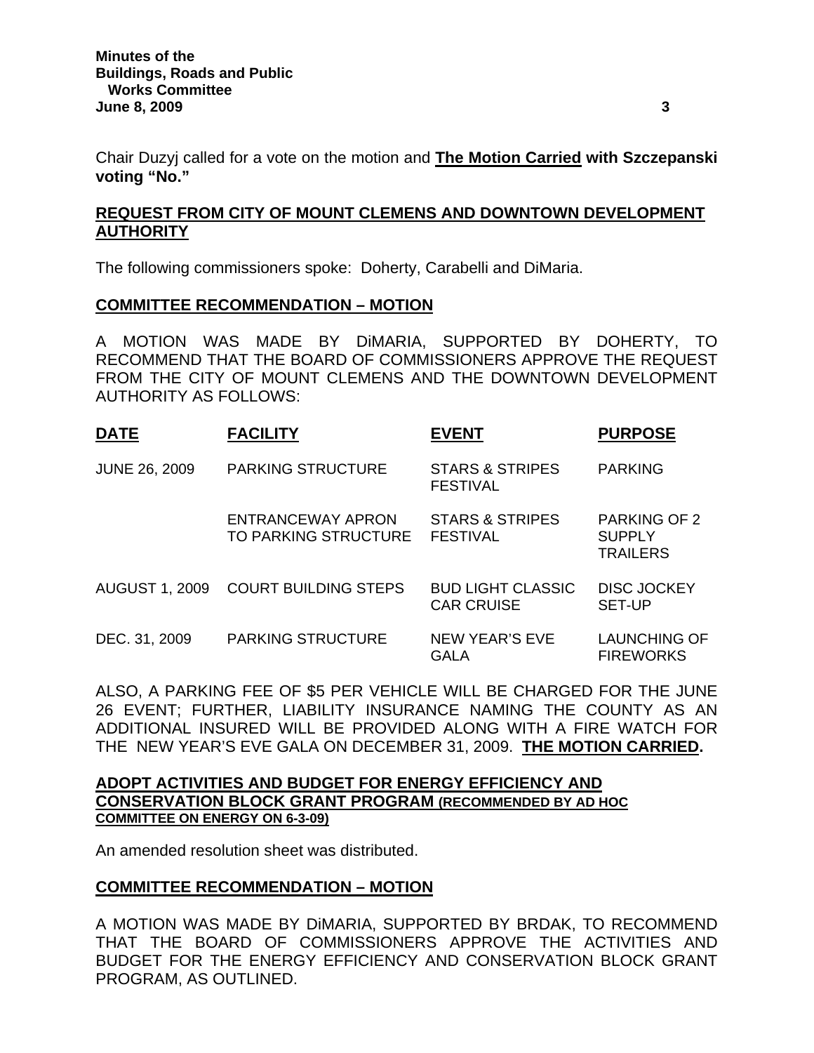Chair Duzyj called for a vote on the motion and **The Motion Carried with Szczepanski voting "No."**

## REQUEST FROM CITY OF MOUNT CLEMENS AND DOWNTOWN DEVELOPMENT AUTHORITY

The following commissioners spoke: Doherty, Carabelli and DiMaria.

## COMMITTEE RECOMMENDATION – MOTION

A MOTION WAS MADE BY DiMARIA, SUPPORTED BY DOHERTY, TO RECOMMEND THAT THE BOARD OF COMMISSIONERS APPROVE THE REQUEST FROM THE CITY OF MOUNT CLEMENS AND THE DOWNTOWN DEVELOPMENT AUTHORITY AS FOLLOWS:

| DATE | FACILITY | EVENT | PURPOSE |
|---|---|---|---|
| JUNE 26, 2009 | PARKING STRUCTURE | STARS & STRIPES FESTIVAL | PARKING |
| | ENTRANCEWAY APRON TO PARKING STRUCTURE | STARS & STRIPES FESTIVAL | PARKING OF 2 SUPPLY TRAILERS |
| AUGUST 1, 2009 | COURT BUILDING STEPS | BUD LIGHT CLASSIC CAR CRUISE | DISC JOCKEY SET-UP |
| DEC. 31, 2009 | PARKING STRUCTURE | NEW YEAR'S EVE GALA | LAUNCHING OF FIREWORKS |

ALSO, A PARKING FEE OF $5 PER VEHICLE WILL BE CHARGED FOR THE JUNE 26 EVENT; FURTHER, LIABILITY INSURANCE NAMING THE COUNTY AS AN ADDITIONAL INSURED WILL BE PROVIDED ALONG WITH A FIRE WATCH FOR THE NEW YEAR'S EVE GALA ON DECEMBER 31, 2009. **THE MOTION CARRIED.**

## ADOPT ACTIVITIES AND BUDGET FOR ENERGY EFFICIENCY AND CONSERVATION BLOCK GRANT PROGRAM (RECOMMENDED BY AD HOC COMMITTEE ON ENERGY ON 6-3-09)

An amended resolution sheet was distributed.

## COMMITTEE RECOMMENDATION – MOTION

A MOTION WAS MADE BY DiMARIA, SUPPORTED BY BRDAK, TO RECOMMEND THAT THE BOARD OF COMMISSIONERS APPROVE THE ACTIVITIES AND BUDGET FOR THE ENERGY EFFICIENCY AND CONSERVATION BLOCK GRANT PROGRAM, AS OUTLINED.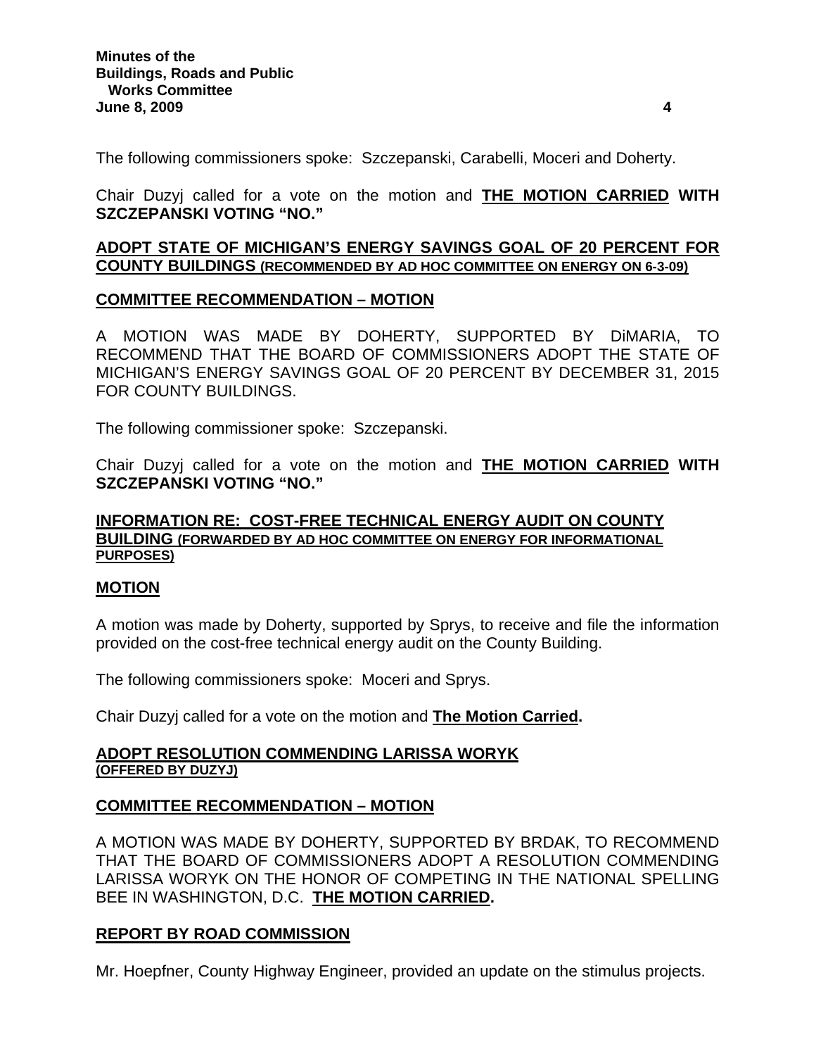The following commissioners spoke: Szczepanski, Carabelli, Moceri and Doherty.

Chair Duzyj called for a vote on the motion and **THE MOTION CARRIED WITH SZCZEPANSKI VOTING "NO."**

## ADOPT STATE OF MICHIGAN'S ENERGY SAVINGS GOAL OF 20 PERCENT FOR COUNTY BUILDINGS (RECOMMENDED BY AD HOC COMMITTEE ON ENERGY ON 6-3-09)

### COMMITTEE RECOMMENDATION – MOTION

A MOTION WAS MADE BY DOHERTY, SUPPORTED BY DiMARIA, TO RECOMMEND THAT THE BOARD OF COMMISSIONERS ADOPT THE STATE OF MICHIGAN'S ENERGY SAVINGS GOAL OF 20 PERCENT BY DECEMBER 31, 2015 FOR COUNTY BUILDINGS.

The following commissioner spoke: Szczepanski.

Chair Duzyj called for a vote on the motion and **THE MOTION CARRIED WITH SZCZEPANSKI VOTING "NO."**

## INFORMATION RE: COST-FREE TECHNICAL ENERGY AUDIT ON COUNTY BUILDING (FORWARDED BY AD HOC COMMITTEE ON ENERGY FOR INFORMATIONAL PURPOSES)

### MOTION

A motion was made by Doherty, supported by Sprys, to receive and file the information provided on the cost-free technical energy audit on the County Building.

The following commissioners spoke: Moceri and Sprys.

Chair Duzyj called for a vote on the motion and **The Motion Carried.**

## ADOPT RESOLUTION COMMENDING LARISSA WORYK (OFFERED BY DUZYJ)

### COMMITTEE RECOMMENDATION – MOTION

A MOTION WAS MADE BY DOHERTY, SUPPORTED BY BRDAK, TO RECOMMEND THAT THE BOARD OF COMMISSIONERS ADOPT A RESOLUTION COMMENDING LARISSA WORYK ON THE HONOR OF COMPETING IN THE NATIONAL SPELLING BEE IN WASHINGTON, D.C. **THE MOTION CARRIED.**

## REPORT BY ROAD COMMISSION

Mr. Hoepfner, County Highway Engineer, provided an update on the stimulus projects.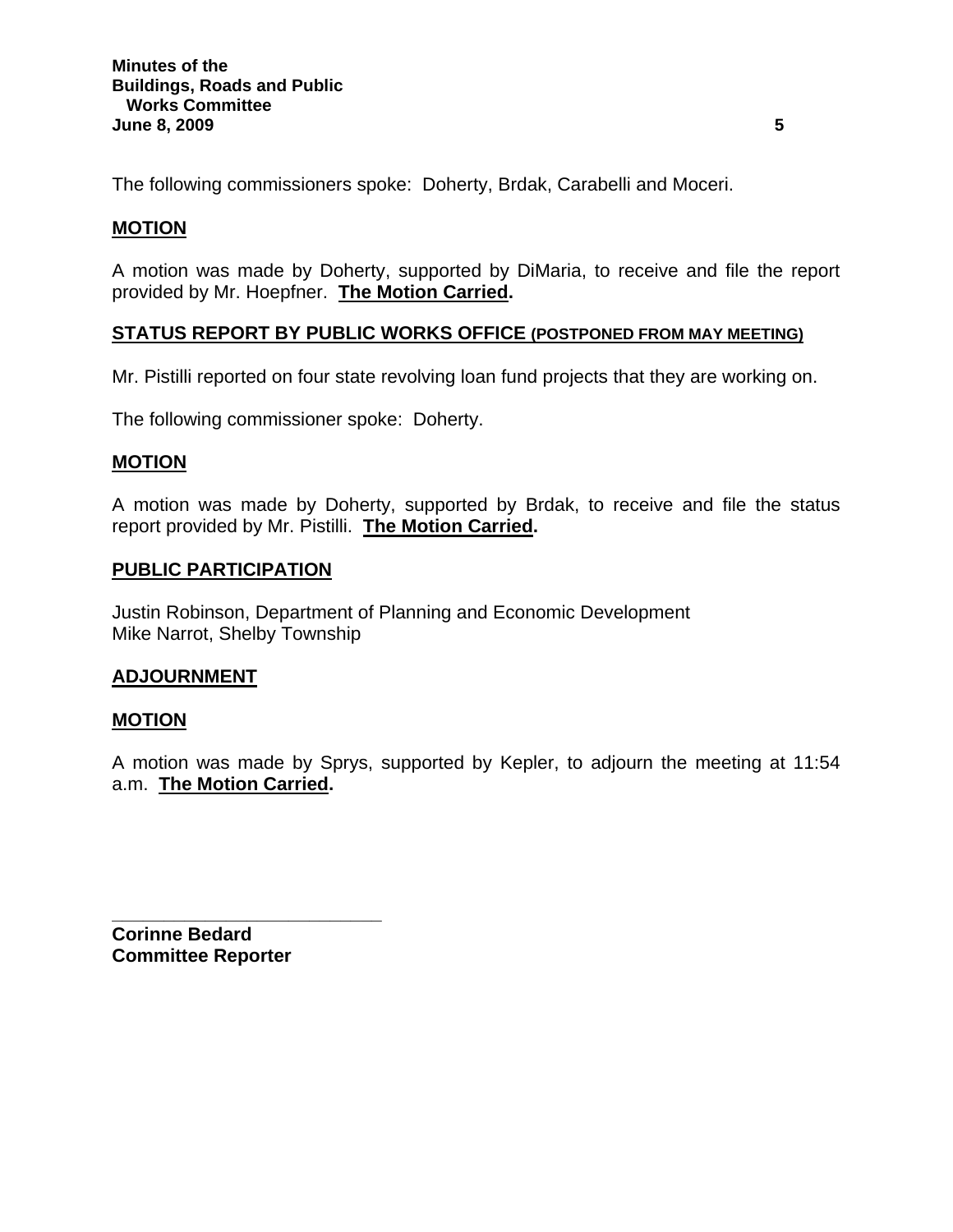The following commissioners spoke: Doherty, Brdak, Carabelli and Moceri.

**MOTION**

A motion was made by Doherty, supported by DiMaria, to receive and file the report provided by Mr. Hoepfner. **The Motion Carried.**

**STATUS REPORT BY PUBLIC WORKS OFFICE (POSTPONED FROM MAY MEETING)**

Mr. Pistilli reported on four state revolving loan fund projects that they are working on.

The following commissioner spoke: Doherty.

**MOTION**

A motion was made by Doherty, supported by Brdak, to receive and file the status report provided by Mr. Pistilli. **The Motion Carried.**

**PUBLIC PARTICIPATION**

Justin Robinson, Department of Planning and Economic Development
Mike Narrot, Shelby Township

**ADJOURNMENT**

**MOTION**

A motion was made by Sprys, supported by Kepler, to adjourn the meeting at 11:54 a.m. **The Motion Carried.**

___________________________
**Corinne Bedard**
**Committee Reporter**